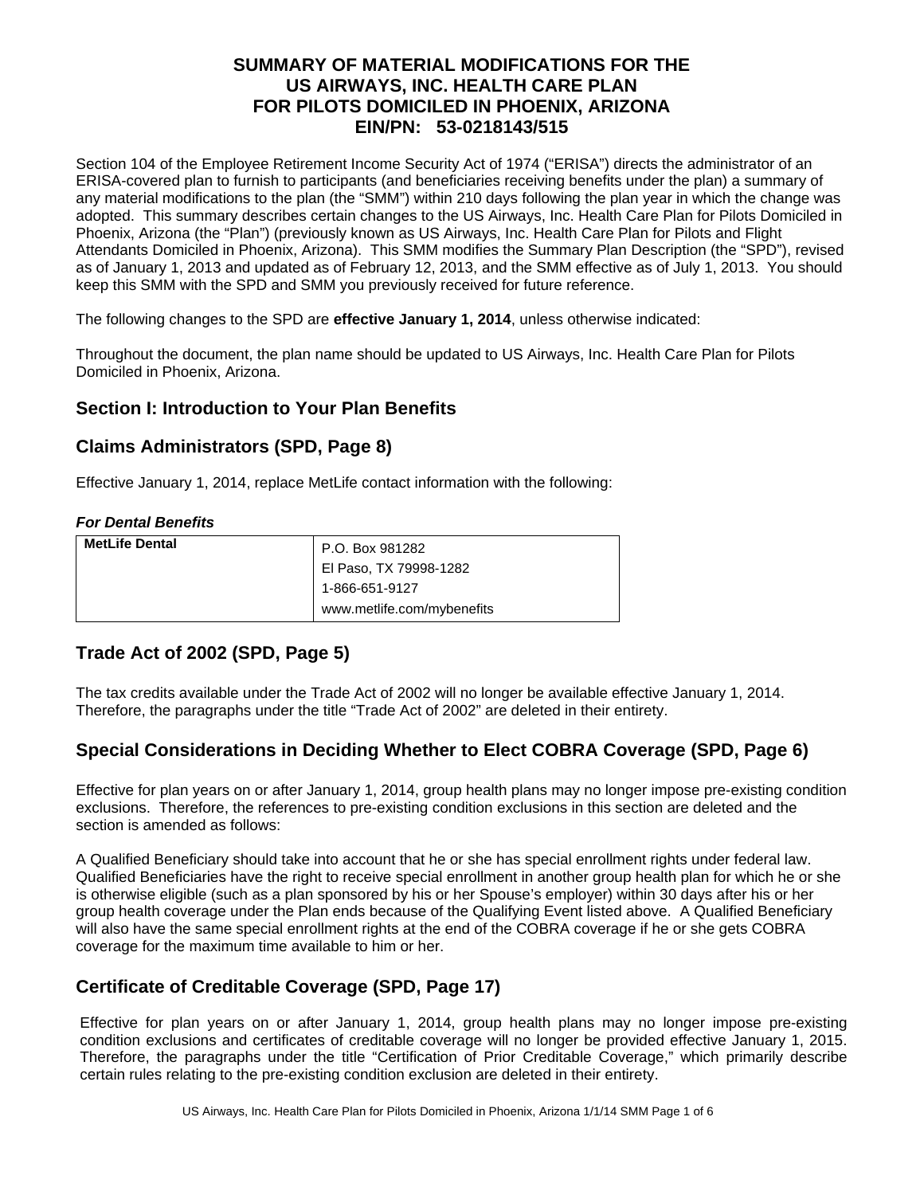# SUMMARY OF MATERIAL MODIFICATIONS FOR THE US AIRWAYS, INC. HEALTH CARE PLAN FOR PILOTS DOMICILED IN PHOENIX, ARIZONA EIN/PN: 53-0218143/515

Section 104 of the Employee Retirement Income Security Act of 1974 ("ERISA") directs the administrator of an ERISA-covered plan to furnish to participants (and beneficiaries receiving benefits under the plan) a summary of any material modifications to the plan (the "SMM") within 210 days following the plan year in which the change was adopted. This summary describes certain changes to the US Airways, Inc. Health Care Plan for Pilots Domiciled in Phoenix, Arizona (the "Plan") (previously known as US Airways, Inc. Health Care Plan for Pilots and Flight Attendants Domiciled in Phoenix, Arizona). This SMM modifies the Summary Plan Description (the "SPD"), revised as of January 1, 2013 and updated as of February 12, 2013, and the SMM effective as of July 1, 2013. You should keep this SMM with the SPD and SMM you previously received for future reference.

The following changes to the SPD are **effective January 1, 2014**, unless otherwise indicated:

Throughout the document, the plan name should be updated to US Airways, Inc. Health Care Plan for Pilots Domiciled in Phoenix, Arizona.

## Section I: Introduction to Your Plan Benefits

## Claims Administrators (SPD, Page 8)

Effective January 1, 2014, replace MetLife contact information with the following:

***For Dental Benefits***

| **MetLife Dental** | P.O. Box 981282<br>El Paso, TX 79998-1282<br>1-866-651-9127<br>www.metlife.com/mybenefits |
|---|---|

## Trade Act of 2002 (SPD, Page 5)

The tax credits available under the Trade Act of 2002 will no longer be available effective January 1, 2014. Therefore, the paragraphs under the title "Trade Act of 2002" are deleted in their entirety.

## Special Considerations in Deciding Whether to Elect COBRA Coverage (SPD, Page 6)

Effective for plan years on or after January 1, 2014, group health plans may no longer impose pre-existing condition exclusions. Therefore, the references to pre-existing condition exclusions in this section are deleted and the section is amended as follows:

A Qualified Beneficiary should take into account that he or she has special enrollment rights under federal law. Qualified Beneficiaries have the right to receive special enrollment in another group health plan for which he or she is otherwise eligible (such as a plan sponsored by his or her Spouse's employer) within 30 days after his or her group health coverage under the Plan ends because of the Qualifying Event listed above. A Qualified Beneficiary will also have the same special enrollment rights at the end of the COBRA coverage if he or she gets COBRA coverage for the maximum time available to him or her.

## Certificate of Creditable Coverage (SPD, Page 17)

Effective for plan years on or after January 1, 2014, group health plans may no longer impose pre-existing condition exclusions and certificates of creditable coverage will no longer be provided effective January 1, 2015. Therefore, the paragraphs under the title "Certification of Prior Creditable Coverage," which primarily describe certain rules relating to the pre-existing condition exclusion are deleted in their entirety.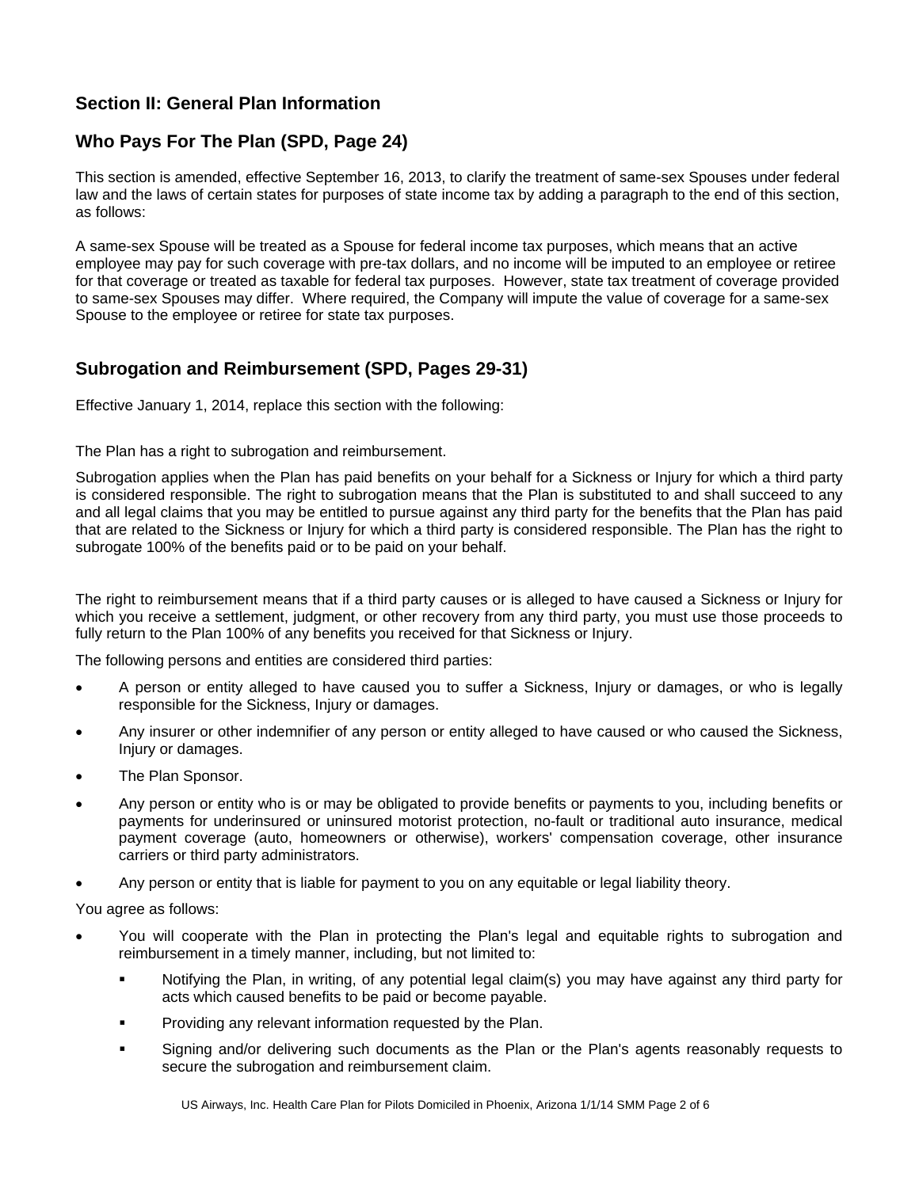## Section II: General Plan Information

## Who Pays For The Plan (SPD, Page 24)

This section is amended, effective September 16, 2013, to clarify the treatment of same-sex Spouses under federal law and the laws of certain states for purposes of state income tax by adding a paragraph to the end of this section, as follows:

A same-sex Spouse will be treated as a Spouse for federal income tax purposes, which means that an active employee may pay for such coverage with pre-tax dollars, and no income will be imputed to an employee or retiree for that coverage or treated as taxable for federal tax purposes. However, state tax treatment of coverage provided to same-sex Spouses may differ. Where required, the Company will impute the value of coverage for a same-sex Spouse to the employee or retiree for state tax purposes.

## Subrogation and Reimbursement (SPD, Pages 29-31)

Effective January 1, 2014, replace this section with the following:

The Plan has a right to subrogation and reimbursement.

Subrogation applies when the Plan has paid benefits on your behalf for a Sickness or Injury for which a third party is considered responsible. The right to subrogation means that the Plan is substituted to and shall succeed to any and all legal claims that you may be entitled to pursue against any third party for the benefits that the Plan has paid that are related to the Sickness or Injury for which a third party is considered responsible. The Plan has the right to subrogate 100% of the benefits paid or to be paid on your behalf.

The right to reimbursement means that if a third party causes or is alleged to have caused a Sickness or Injury for which you receive a settlement, judgment, or other recovery from any third party, you must use those proceeds to fully return to the Plan 100% of any benefits you received for that Sickness or Injury.

The following persons and entities are considered third parties:

- A person or entity alleged to have caused you to suffer a Sickness, Injury or damages, or who is legally responsible for the Sickness, Injury or damages.
- Any insurer or other indemnifier of any person or entity alleged to have caused or who caused the Sickness, Injury or damages.
- The Plan Sponsor.
- Any person or entity who is or may be obligated to provide benefits or payments to you, including benefits or payments for underinsured or uninsured motorist protection, no-fault or traditional auto insurance, medical payment coverage (auto, homeowners or otherwise), workers' compensation coverage, other insurance carriers or third party administrators.
- Any person or entity that is liable for payment to you on any equitable or legal liability theory.

You agree as follows:

- You will cooperate with the Plan in protecting the Plan's legal and equitable rights to subrogation and reimbursement in a timely manner, including, but not limited to:
  - Notifying the Plan, in writing, of any potential legal claim(s) you may have against any third party for acts which caused benefits to be paid or become payable.
  - Providing any relevant information requested by the Plan.
  - Signing and/or delivering such documents as the Plan or the Plan's agents reasonably requests to secure the subrogation and reimbursement claim.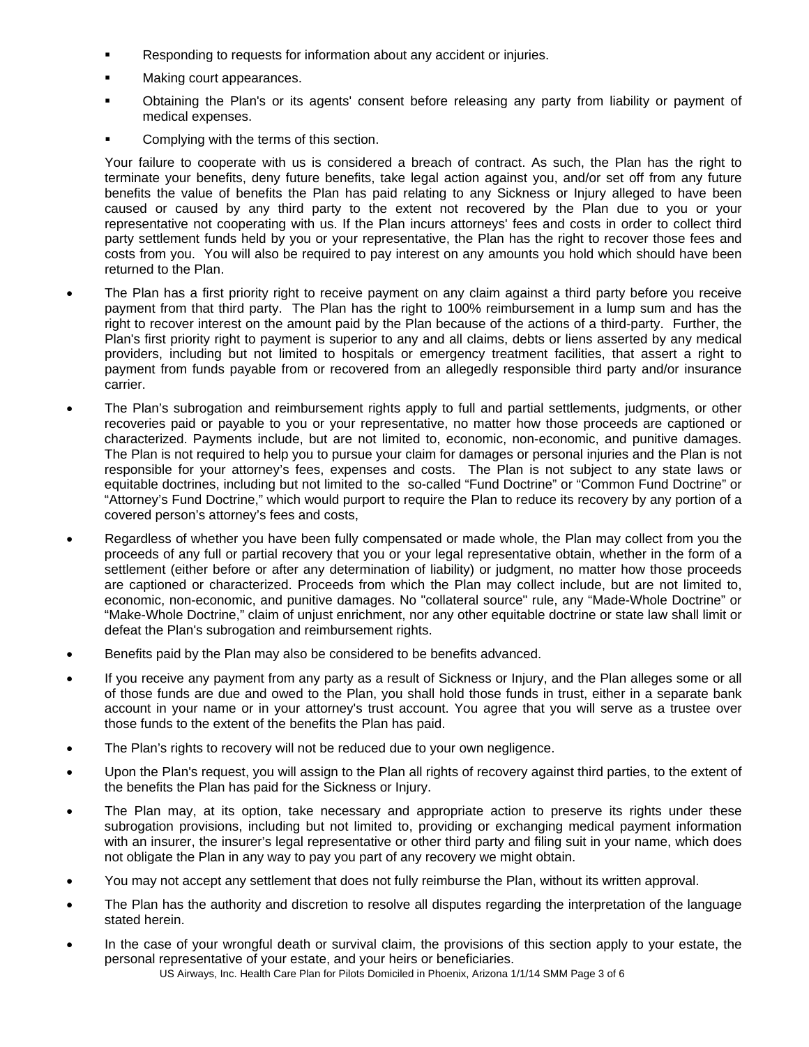- Responding to requests for information about any accident or injuries.
  - Making court appearances.
  - Obtaining the Plan's or its agents' consent before releasing any party from liability or payment of medical expenses.
  - Complying with the terms of this section.

  Your failure to cooperate with us is considered a breach of contract. As such, the Plan has the right to terminate your benefits, deny future benefits, take legal action against you, and/or set off from any future benefits the value of benefits the Plan has paid relating to any Sickness or Injury alleged to have been caused or caused by any third party to the extent not recovered by the Plan due to you or your representative not cooperating with us. If the Plan incurs attorneys' fees and costs in order to collect third party settlement funds held by you or your representative, the Plan has the right to recover those fees and costs from you. You will also be required to pay interest on any amounts you hold which should have been returned to the Plan.

- The Plan has a first priority right to receive payment on any claim against a third party before you receive payment from that third party. The Plan has the right to 100% reimbursement in a lump sum and has the right to recover interest on the amount paid by the Plan because of the actions of a third-party. Further, the Plan's first priority right to payment is superior to any and all claims, debts or liens asserted by any medical providers, including but not limited to hospitals or emergency treatment facilities, that assert a right to payment from funds payable from or recovered from an allegedly responsible third party and/or insurance carrier.
- The Plan's subrogation and reimbursement rights apply to full and partial settlements, judgments, or other recoveries paid or payable to you or your representative, no matter how those proceeds are captioned or characterized. Payments include, but are not limited to, economic, non-economic, and punitive damages. The Plan is not required to help you to pursue your claim for damages or personal injuries and the Plan is not responsible for your attorney's fees, expenses and costs. The Plan is not subject to any state laws or equitable doctrines, including but not limited to the so-called "Fund Doctrine" or "Common Fund Doctrine" or "Attorney's Fund Doctrine," which would purport to require the Plan to reduce its recovery by any portion of a covered person's attorney's fees and costs,
- Regardless of whether you have been fully compensated or made whole, the Plan may collect from you the proceeds of any full or partial recovery that you or your legal representative obtain, whether in the form of a settlement (either before or after any determination of liability) or judgment, no matter how those proceeds are captioned or characterized. Proceeds from which the Plan may collect include, but are not limited to, economic, non-economic, and punitive damages. No "collateral source" rule, any "Made-Whole Doctrine" or "Make-Whole Doctrine," claim of unjust enrichment, nor any other equitable doctrine or state law shall limit or defeat the Plan's subrogation and reimbursement rights.
- Benefits paid by the Plan may also be considered to be benefits advanced.
- If you receive any payment from any party as a result of Sickness or Injury, and the Plan alleges some or all of those funds are due and owed to the Plan, you shall hold those funds in trust, either in a separate bank account in your name or in your attorney's trust account. You agree that you will serve as a trustee over those funds to the extent of the benefits the Plan has paid.
- The Plan's rights to recovery will not be reduced due to your own negligence.
- Upon the Plan's request, you will assign to the Plan all rights of recovery against third parties, to the extent of the benefits the Plan has paid for the Sickness or Injury.
- The Plan may, at its option, take necessary and appropriate action to preserve its rights under these subrogation provisions, including but not limited to, providing or exchanging medical payment information with an insurer, the insurer's legal representative or other third party and filing suit in your name, which does not obligate the Plan in any way to pay you part of any recovery we might obtain.
- You may not accept any settlement that does not fully reimburse the Plan, without its written approval.
- The Plan has the authority and discretion to resolve all disputes regarding the interpretation of the language stated herein.
- In the case of your wrongful death or survival claim, the provisions of this section apply to your estate, the personal representative of your estate, and your heirs or beneficiaries.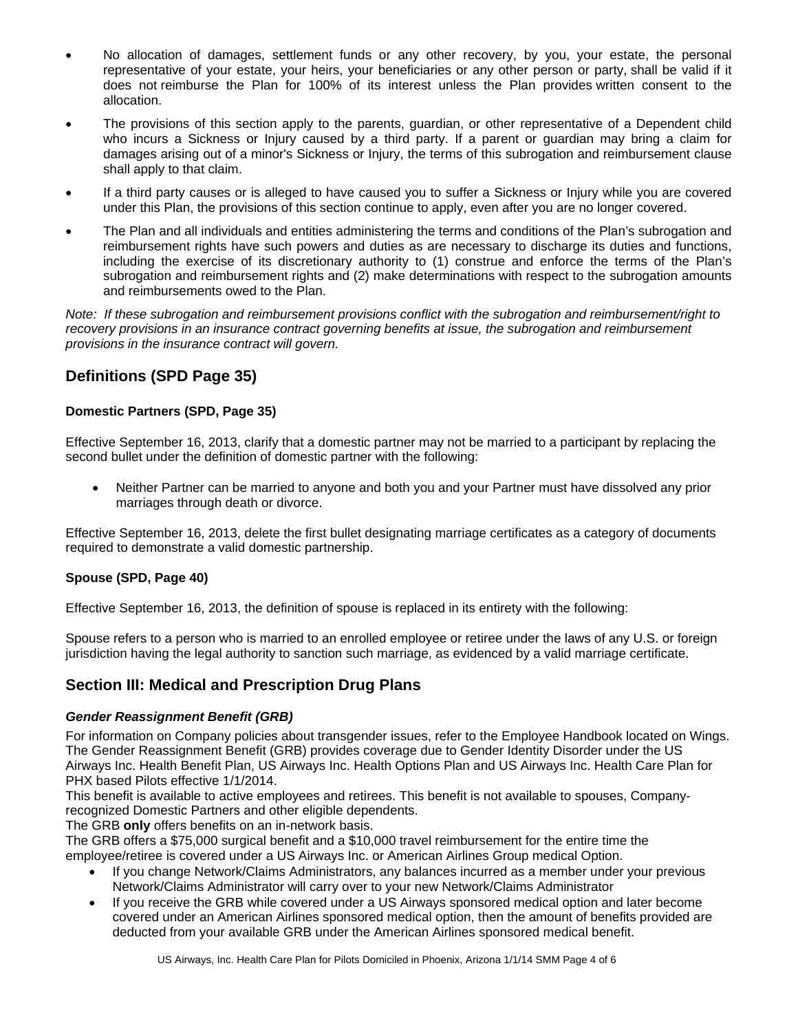- No allocation of damages, settlement funds or any other recovery, by you, your estate, the personal representative of your estate, your heirs, your beneficiaries or any other person or party, shall be valid if it does not reimburse the Plan for 100% of its interest unless the Plan provides written consent to the allocation.
- The provisions of this section apply to the parents, guardian, or other representative of a Dependent child who incurs a Sickness or Injury caused by a third party. If a parent or guardian may bring a claim for damages arising out of a minor's Sickness or Injury, the terms of this subrogation and reimbursement clause shall apply to that claim.
- If a third party causes or is alleged to have caused you to suffer a Sickness or Injury while you are covered under this Plan, the provisions of this section continue to apply, even after you are no longer covered.
- The Plan and all individuals and entities administering the terms and conditions of the Plan's subrogation and reimbursement rights have such powers and duties as are necessary to discharge its duties and functions, including the exercise of its discretionary authority to (1) construe and enforce the terms of the Plan's subrogation and reimbursement rights and (2) make determinations with respect to the subrogation amounts and reimbursements owed to the Plan.

*Note: If these subrogation and reimbursement provisions conflict with the subrogation and reimbursement/right to recovery provisions in an insurance contract governing benefits at issue, the subrogation and reimbursement provisions in the insurance contract will govern.*

## Definitions (SPD Page 35)

### Domestic Partners (SPD, Page 35)

Effective September 16, 2013, clarify that a domestic partner may not be married to a participant by replacing the second bullet under the definition of domestic partner with the following:

- Neither Partner can be married to anyone and both you and your Partner must have dissolved any prior marriages through death or divorce.

Effective September 16, 2013, delete the first bullet designating marriage certificates as a category of documents required to demonstrate a valid domestic partnership.

### Spouse (SPD, Page 40)

Effective September 16, 2013, the definition of spouse is replaced in its entirety with the following:

Spouse refers to a person who is married to an enrolled employee or retiree under the laws of any U.S. or foreign jurisdiction having the legal authority to sanction such marriage, as evidenced by a valid marriage certificate.

## Section III: Medical and Prescription Drug Plans

### *Gender Reassignment Benefit (GRB)*

For information on Company policies about transgender issues, refer to the Employee Handbook located on Wings. The Gender Reassignment Benefit (GRB) provides coverage due to Gender Identity Disorder under the US Airways Inc. Health Benefit Plan, US Airways Inc. Health Options Plan and US Airways Inc. Health Care Plan for PHX based Pilots effective 1/1/2014.

This benefit is available to active employees and retirees. This benefit is not available to spouses, Company-recognized Domestic Partners and other eligible dependents.

The GRB **only** offers benefits on an in-network basis.

The GRB offers a $75,000 surgical benefit and a $10,000 travel reimbursement for the entire time the employee/retiree is covered under a US Airways Inc. or American Airlines Group medical Option.

- If you change Network/Claims Administrators, any balances incurred as a member under your previous Network/Claims Administrator will carry over to your new Network/Claims Administrator
- If you receive the GRB while covered under a US Airways sponsored medical option and later become covered under an American Airlines sponsored medical option, then the amount of benefits provided are deducted from your available GRB under the American Airlines sponsored medical benefit.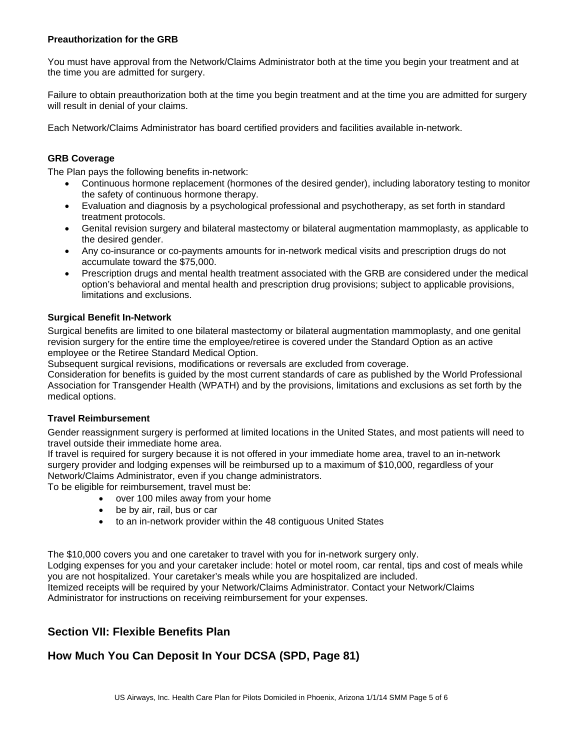**Preauthorization for the GRB**

You must have approval from the Network/Claims Administrator both at the time you begin your treatment and at the time you are admitted for surgery.

Failure to obtain preauthorization both at the time you begin treatment and at the time you are admitted for surgery will result in denial of your claims.

Each Network/Claims Administrator has board certified providers and facilities available in-network.

**GRB Coverage**

The Plan pays the following benefits in-network:

- Continuous hormone replacement (hormones of the desired gender), including laboratory testing to monitor the safety of continuous hormone therapy.
- Evaluation and diagnosis by a psychological professional and psychotherapy, as set forth in standard treatment protocols.
- Genital revision surgery and bilateral mastectomy or bilateral augmentation mammoplasty, as applicable to the desired gender.
- Any co-insurance or co-payments amounts for in-network medical visits and prescription drugs do not accumulate toward the $75,000.
- Prescription drugs and mental health treatment associated with the GRB are considered under the medical option's behavioral and mental health and prescription drug provisions; subject to applicable provisions, limitations and exclusions.

**Surgical Benefit In-Network**

Surgical benefits are limited to one bilateral mastectomy or bilateral augmentation mammoplasty, and one genital revision surgery for the entire time the employee/retiree is covered under the Standard Option as an active employee or the Retiree Standard Medical Option.
Subsequent surgical revisions, modifications or reversals are excluded from coverage.
Consideration for benefits is guided by the most current standards of care as published by the World Professional Association for Transgender Health (WPATH) and by the provisions, limitations and exclusions as set forth by the medical options.

**Travel Reimbursement**

Gender reassignment surgery is performed at limited locations in the United States, and most patients will need to travel outside their immediate home area.
If travel is required for surgery because it is not offered in your immediate home area, travel to an in-network surgery provider and lodging expenses will be reimbursed up to a maximum of $10,000, regardless of your Network/Claims Administrator, even if you change administrators.
To be eligible for reimbursement, travel must be:

- over 100 miles away from your home
- be by air, rail, bus or car
- to an in-network provider within the 48 contiguous United States

The $10,000 covers you and one caretaker to travel with you for in-network surgery only.
Lodging expenses for you and your caretaker include: hotel or motel room, car rental, tips and cost of meals while you are not hospitalized. Your caretaker's meals while you are hospitalized are included.
Itemized receipts will be required by your Network/Claims Administrator. Contact your Network/Claims Administrator for instructions on receiving reimbursement for your expenses.

## Section VII: Flexible Benefits Plan

## How Much You Can Deposit In Your DCSA (SPD, Page 81)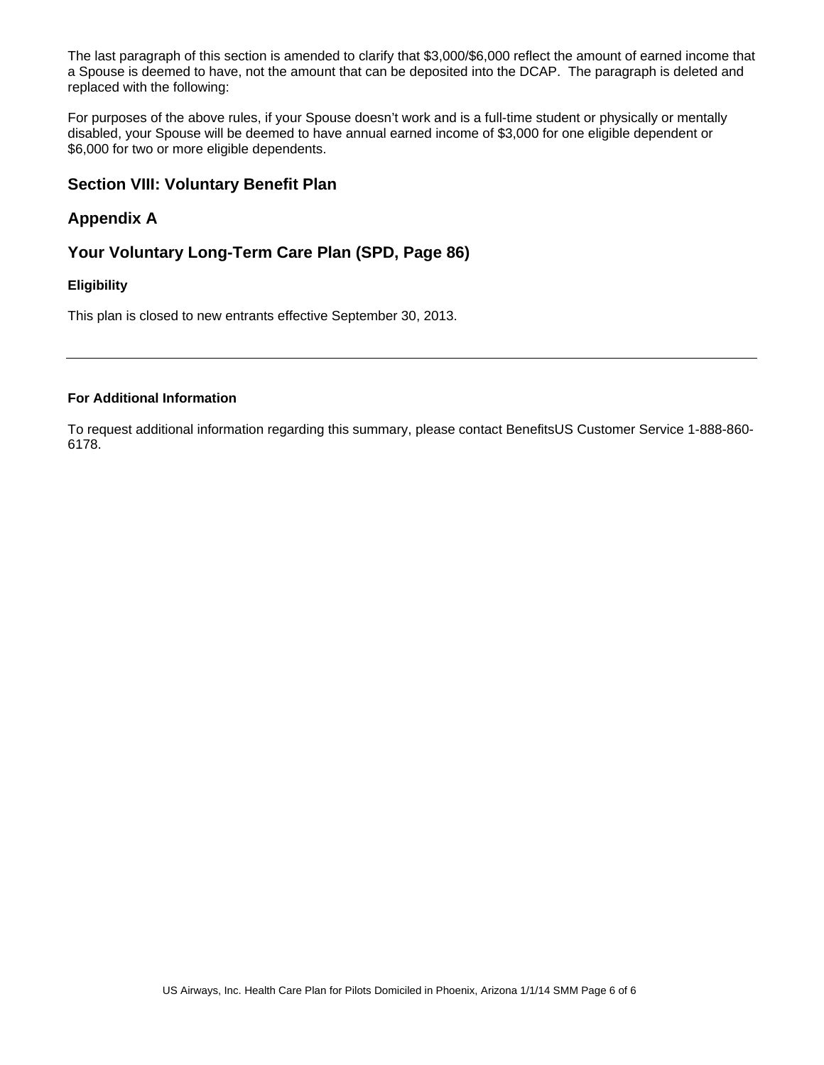The last paragraph of this section is amended to clarify that $3,000/$6,000 reflect the amount of earned income that a Spouse is deemed to have, not the amount that can be deposited into the DCAP. The paragraph is deleted and replaced with the following:

For purposes of the above rules, if your Spouse doesn't work and is a full-time student or physically or mentally disabled, your Spouse will be deemed to have annual earned income of $3,000 for one eligible dependent or $6,000 for two or more eligible dependents.

## Section VIII: Voluntary Benefit Plan

## Appendix A

## Your Voluntary Long-Term Care Plan (SPD, Page 86)

**Eligibility**

This plan is closed to new entrants effective September 30, 2013.

---

**For Additional Information**

To request additional information regarding this summary, please contact BenefitsUS Customer Service 1-888-860-6178.